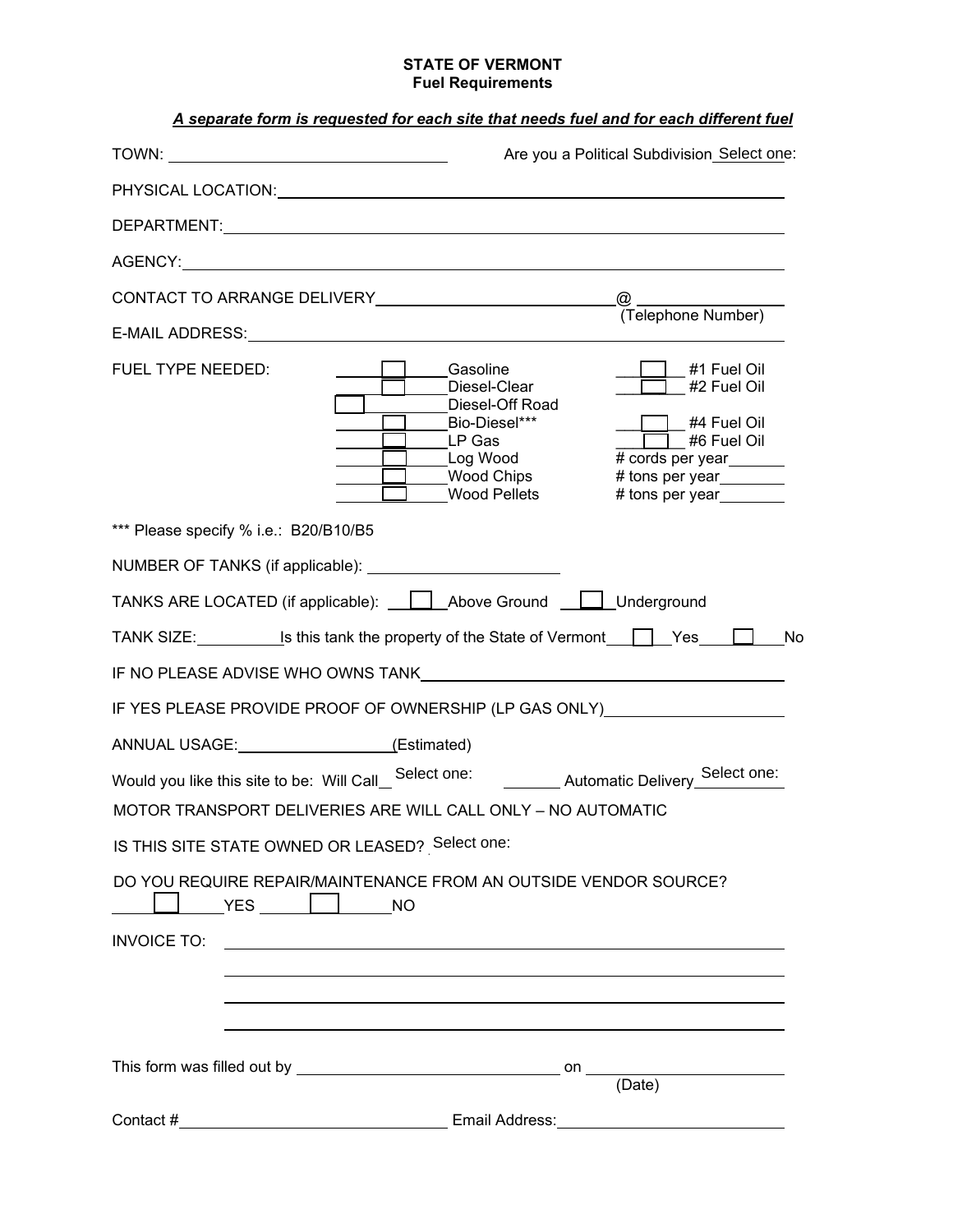## STATE OF VERMONT
### Fuel Requirements

***A separate form is requested for each site that needs fuel and for each different fuel***

TOWN: ______________________________ Are you a Political Subdivision Select one:

PHYSICAL LOCATION: ______________________________

DEPARTMENT: ______________________________

AGENCY: ______________________________

CONTACT TO ARRANGE DELIVERY ______________________________ @ ______________ (Telephone Number)

E-MAIL ADDRESS: ______________________________

FUEL TYPE NEEDED:

| | |
|---|---|
| ☐ Gasoline | ☐ #1 Fuel Oil |
| ☐ Diesel-Clear | ☐ #2 Fuel Oil |
| ☐ Diesel-Off Road | |
| ☐ Bio-Diesel*** | ☐ #4 Fuel Oil |
| ☐ LP Gas | ☐ #6 Fuel Oil |
| ☐ Log Wood | # cords per year______ |
| ☐ Wood Chips | # tons per year______ |
| ☐ Wood Pellets | # tons per year______ |

*** Please specify % i.e.: B20/B10/B5

NUMBER OF TANKS (if applicable): ______________________________

TANKS ARE LOCATED (if applicable): ☐ Above Ground ☐ Underground

TANK SIZE: __________ Is this tank the property of the State of Vermont ☐ Yes ☐ No

IF NO PLEASE ADVISE WHO OWNS TANK ______________________________

IF YES PLEASE PROVIDE PROOF OF OWNERSHIP (LP GAS ONLY) ______________________________

ANNUAL USAGE: __________________ (Estimated)

Would you like this site to be: Will Call Select one: Automatic Delivery Select one:

MOTOR TRANSPORT DELIVERIES ARE WILL CALL ONLY – NO AUTOMATIC

IS THIS SITE STATE OWNED OR LEASED? Select one:

DO YOU REQUIRE REPAIR/MAINTENANCE FROM AN OUTSIDE VENDOR SOURCE?

☐ YES ☐ NO

INVOICE TO: ______________________________

______________________________

______________________________

______________________________

This form was filled out by ______________________________ on ______________ (Date)

Contact # ______________________________ Email Address: ______________________________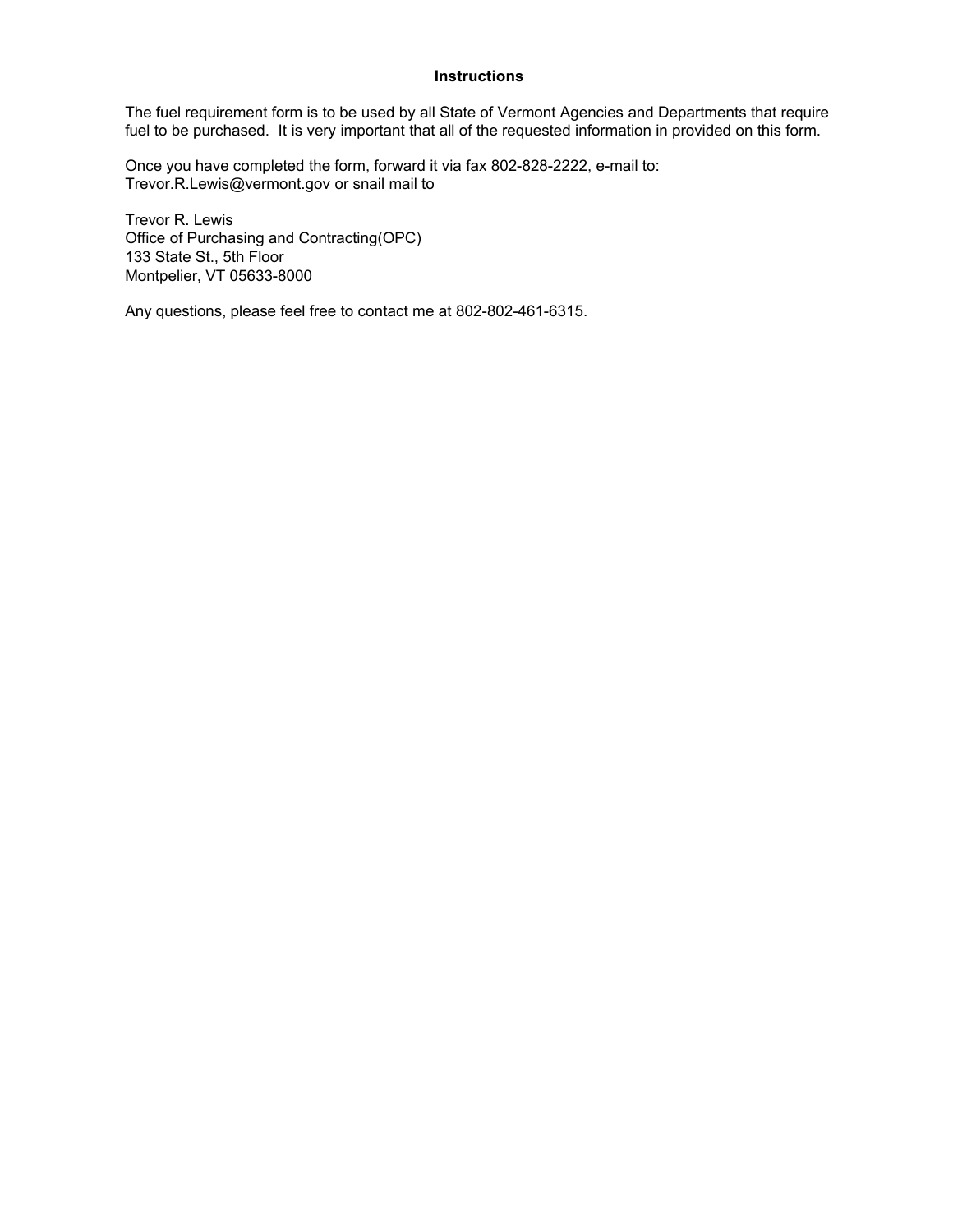**Instructions**

The fuel requirement form is to be used by all State of Vermont Agencies and Departments that require fuel to be purchased. It is very important that all of the requested information in provided on this form.

Once you have completed the form, forward it via fax 802-828-2222, e-mail to: Trevor.R.Lewis@vermont.gov or snail mail to

Trevor R. Lewis
Office of Purchasing and Contracting(OPC)
133 State St., 5th Floor
Montpelier, VT 05633-8000

Any questions, please feel free to contact me at 802-802-461-6315.